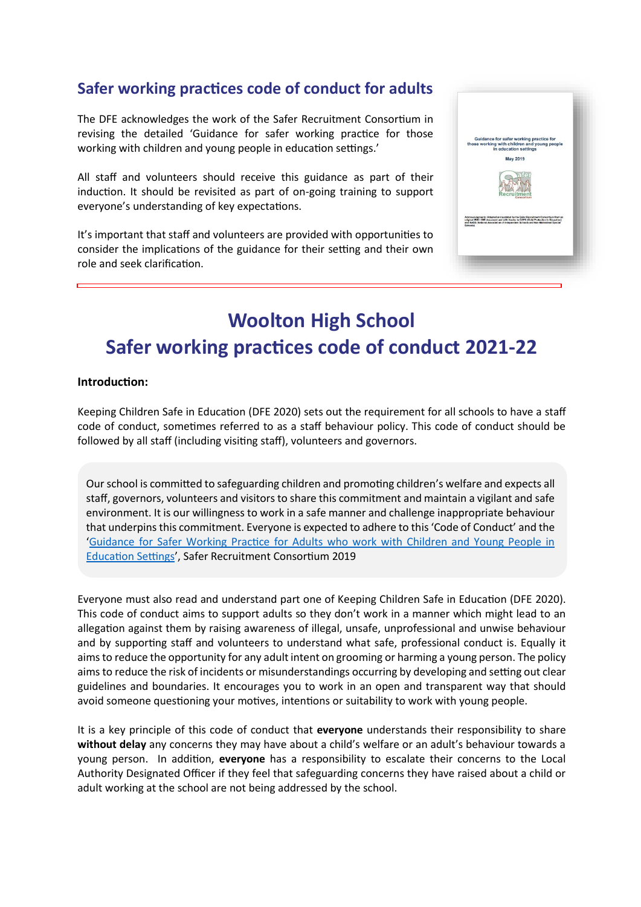## Safer working practices code of conduct for adults

The DFE acknowledges the work of the Safer Recruitment Consortium in revising the detailed 'Guidance for safer working practice for those working with children and young people in education settings.'

All staff and volunteers should receive this guidance as part of their induction. It should be revisited as part of on-going training to support everyone's understanding of key expectations.

It's important that staff and volunteers are provided with opportunities to consider the implications of the guidance for their setting and their own role and seek clarification.

# Woolton High School
# Safer working practices code of conduct 2021-22

**Introduction:**

Keeping Children Safe in Education (DFE 2020) sets out the requirement for all schools to have a staff code of conduct, sometimes referred to as a staff behaviour policy. This code of conduct should be followed by all staff (including visiting staff), volunteers and governors.

Our school is committed to safeguarding children and promoting children's welfare and expects all staff, governors, volunteers and visitors to share this commitment and maintain a vigilant and safe environment. It is our willingness to work in a safe manner and challenge inappropriate behaviour that underpins this commitment. Everyone is expected to adhere to this 'Code of Conduct' and the 'Guidance for Safer Working Practice for Adults who work with Children and Young People in Education Settings', Safer Recruitment Consortium 2019

Everyone must also read and understand part one of Keeping Children Safe in Education (DFE 2020). This code of conduct aims to support adults so they don't work in a manner which might lead to an allegation against them by raising awareness of illegal, unsafe, unprofessional and unwise behaviour and by supporting staff and volunteers to understand what safe, professional conduct is. Equally it aims to reduce the opportunity for any adult intent on grooming or harming a young person. The policy aims to reduce the risk of incidents or misunderstandings occurring by developing and setting out clear guidelines and boundaries. It encourages you to work in an open and transparent way that should avoid someone questioning your motives, intentions or suitability to work with young people.

It is a key principle of this code of conduct that **everyone** understands their responsibility to share **without delay** any concerns they may have about a child's welfare or an adult's behaviour towards a young person. In addition, **everyone** has a responsibility to escalate their concerns to the Local Authority Designated Officer if they feel that safeguarding concerns they have raised about a child or adult working at the school are not being addressed by the school.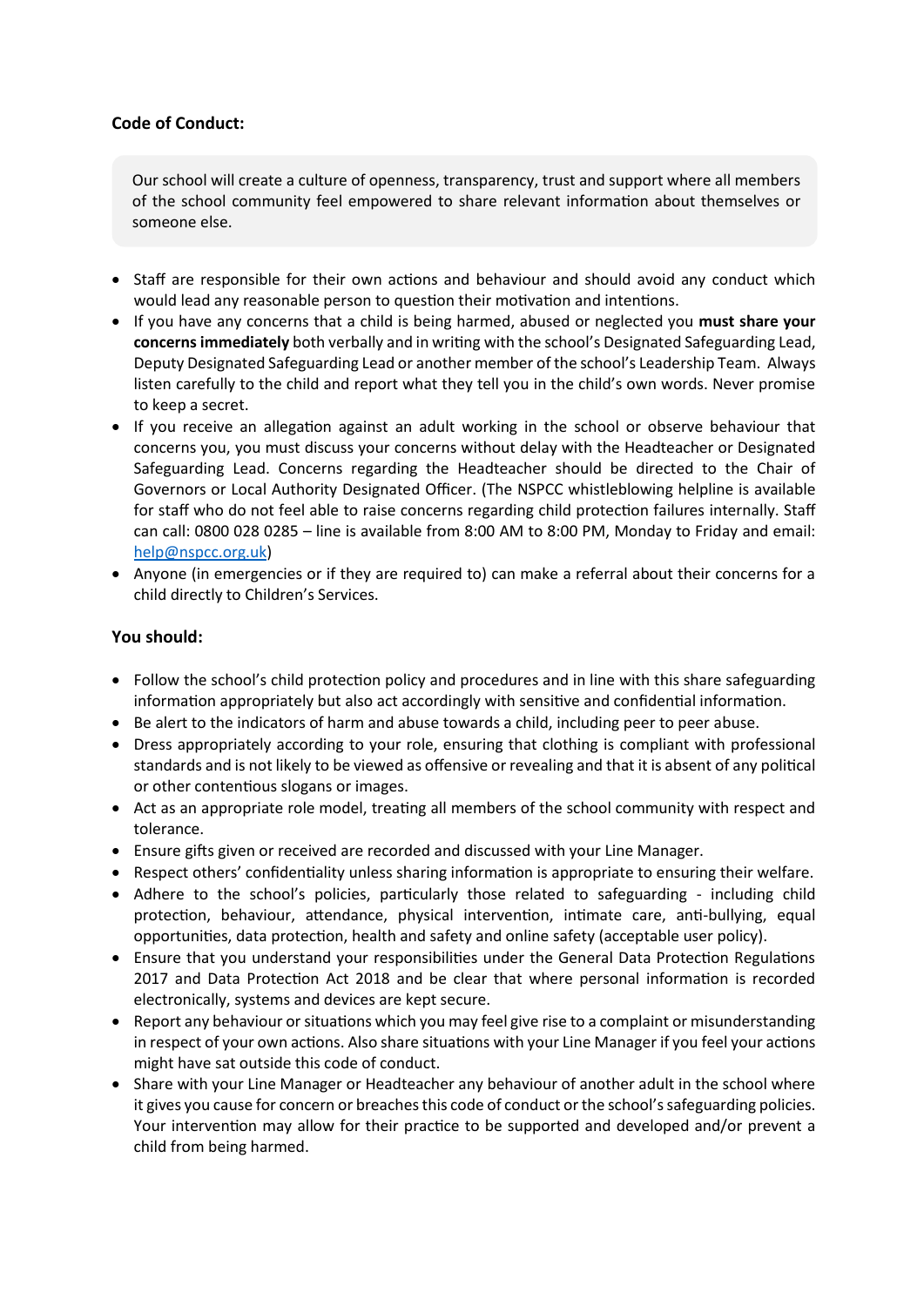**Code of Conduct:**

> Our school will create a culture of openness, transparency, trust and support where all members of the school community feel empowered to share relevant information about themselves or someone else.

- Staff are responsible for their own actions and behaviour and should avoid any conduct which would lead any reasonable person to question their motivation and intentions.
- If you have any concerns that a child is being harmed, abused or neglected you **must share your concerns immediately** both verbally and in writing with the school's Designated Safeguarding Lead, Deputy Designated Safeguarding Lead or another member of the school's Leadership Team. Always listen carefully to the child and report what they tell you in the child's own words. Never promise to keep a secret.
- If you receive an allegation against an adult working in the school or observe behaviour that concerns you, you must discuss your concerns without delay with the Headteacher or Designated Safeguarding Lead. Concerns regarding the Headteacher should be directed to the Chair of Governors or Local Authority Designated Officer. (The NSPCC whistleblowing helpline is available for staff who do not feel able to raise concerns regarding child protection failures internally. Staff can call: 0800 028 0285 – line is available from 8:00 AM to 8:00 PM, Monday to Friday and email: help@nspcc.org.uk)
- Anyone (in emergencies or if they are required to) can make a referral about their concerns for a child directly to Children's Services.

**You should:**

- Follow the school's child protection policy and procedures and in line with this share safeguarding information appropriately but also act accordingly with sensitive and confidential information.
- Be alert to the indicators of harm and abuse towards a child, including peer to peer abuse.
- Dress appropriately according to your role, ensuring that clothing is compliant with professional standards and is not likely to be viewed as offensive or revealing and that it is absent of any political or other contentious slogans or images.
- Act as an appropriate role model, treating all members of the school community with respect and tolerance.
- Ensure gifts given or received are recorded and discussed with your Line Manager.
- Respect others' confidentiality unless sharing information is appropriate to ensuring their welfare.
- Adhere to the school's policies, particularly those related to safeguarding - including child protection, behaviour, attendance, physical intervention, intimate care, anti-bullying, equal opportunities, data protection, health and safety and online safety (acceptable user policy).
- Ensure that you understand your responsibilities under the General Data Protection Regulations 2017 and Data Protection Act 2018 and be clear that where personal information is recorded electronically, systems and devices are kept secure.
- Report any behaviour or situations which you may feel give rise to a complaint or misunderstanding in respect of your own actions. Also share situations with your Line Manager if you feel your actions might have sat outside this code of conduct.
- Share with your Line Manager or Headteacher any behaviour of another adult in the school where it gives you cause for concern or breaches this code of conduct or the school's safeguarding policies. Your intervention may allow for their practice to be supported and developed and/or prevent a child from being harmed.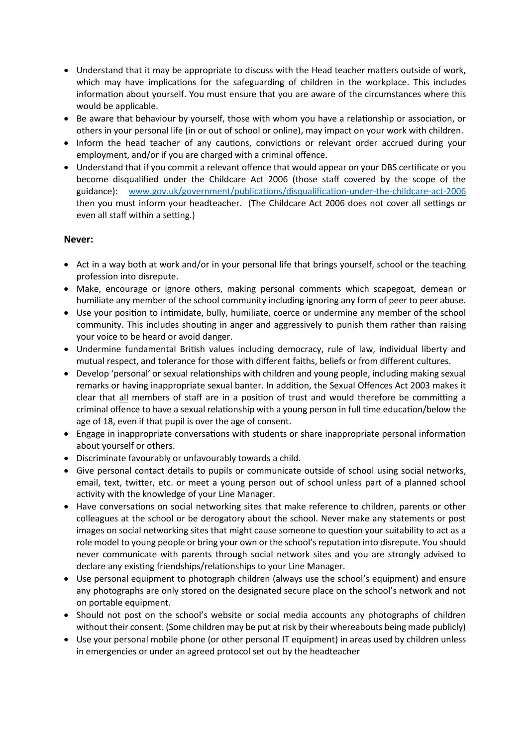- Understand that it may be appropriate to discuss with the Head teacher matters outside of work, which may have implications for the safeguarding of children in the workplace. This includes information about yourself. You must ensure that you are aware of the circumstances where this would be applicable.
- Be aware that behaviour by yourself, those with whom you have a relationship or association, or others in your personal life (in or out of school or online), may impact on your work with children.
- Inform the head teacher of any cautions, convictions or relevant order accrued during your employment, and/or if you are charged with a criminal offence.
- Understand that if you commit a relevant offence that would appear on your DBS certificate or you become disqualified under the Childcare Act 2006 (those staff covered by the scope of the guidance): [www.gov.uk/government/publications/disqualification-under-the-childcare-act-2006](www.gov.uk/government/publications/disqualification-under-the-childcare-act-2006) then you must inform your headteacher. (The Childcare Act 2006 does not cover all settings or even all staff within a setting.)

**Never:**

- Act in a way both at work and/or in your personal life that brings yourself, school or the teaching profession into disrepute.
- Make, encourage or ignore others, making personal comments which scapegoat, demean or humiliate any member of the school community including ignoring any form of peer to peer abuse.
- Use your position to intimidate, bully, humiliate, coerce or undermine any member of the school community. This includes shouting in anger and aggressively to punish them rather than raising your voice to be heard or avoid danger.
- Undermine fundamental British values including democracy, rule of law, individual liberty and mutual respect, and tolerance for those with different faiths, beliefs or from different cultures.
- Develop 'personal' or sexual relationships with children and young people, including making sexual remarks or having inappropriate sexual banter. In addition, the Sexual Offences Act 2003 makes it clear that <u>all</u> members of staff are in a position of trust and would therefore be committing a criminal offence to have a sexual relationship with a young person in full time education/below the age of 18, even if that pupil is over the age of consent.
- Engage in inappropriate conversations with students or share inappropriate personal information about yourself or others.
- Discriminate favourably or unfavourably towards a child.
- Give personal contact details to pupils or communicate outside of school using social networks, email, text, twitter, etc. or meet a young person out of school unless part of a planned school activity with the knowledge of your Line Manager.
- Have conversations on social networking sites that make reference to children, parents or other colleagues at the school or be derogatory about the school. Never make any statements or post images on social networking sites that might cause someone to question your suitability to act as a role model to young people or bring your own or the school's reputation into disrepute. You should never communicate with parents through social network sites and you are strongly advised to declare any existing friendships/relationships to your Line Manager.
- Use personal equipment to photograph children (always use the school's equipment) and ensure any photographs are only stored on the designated secure place on the school's network and not on portable equipment.
- Should not post on the school's website or social media accounts any photographs of children without their consent. (Some children may be put at risk by their whereabouts being made publicly)
- Use your personal mobile phone (or other personal IT equipment) in areas used by children unless in emergencies or under an agreed protocol set out by the headteacher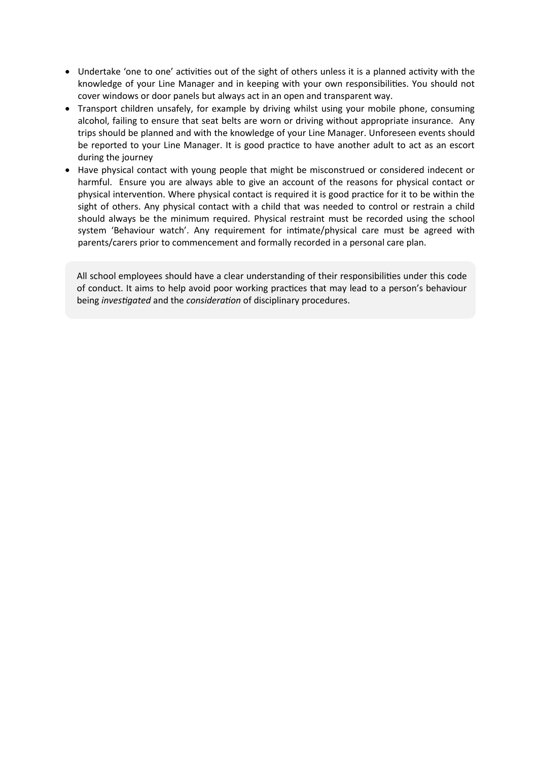- Undertake 'one to one' activities out of the sight of others unless it is a planned activity with the knowledge of your Line Manager and in keeping with your own responsibilities. You should not cover windows or door panels but always act in an open and transparent way.
- Transport children unsafely, for example by driving whilst using your mobile phone, consuming alcohol, failing to ensure that seat belts are worn or driving without appropriate insurance. Any trips should be planned and with the knowledge of your Line Manager. Unforeseen events should be reported to your Line Manager. It is good practice to have another adult to act as an escort during the journey
- Have physical contact with young people that might be misconstrued or considered indecent or harmful. Ensure you are always able to give an account of the reasons for physical contact or physical intervention. Where physical contact is required it is good practice for it to be within the sight of others. Any physical contact with a child that was needed to control or restrain a child should always be the minimum required. Physical restraint must be recorded using the school system 'Behaviour watch'. Any requirement for intimate/physical care must be agreed with parents/carers prior to commencement and formally recorded in a personal care plan.

All school employees should have a clear understanding of their responsibilities under this code of conduct. It aims to help avoid poor working practices that may lead to a person's behaviour being *investigated* and the *consideration* of disciplinary procedures.